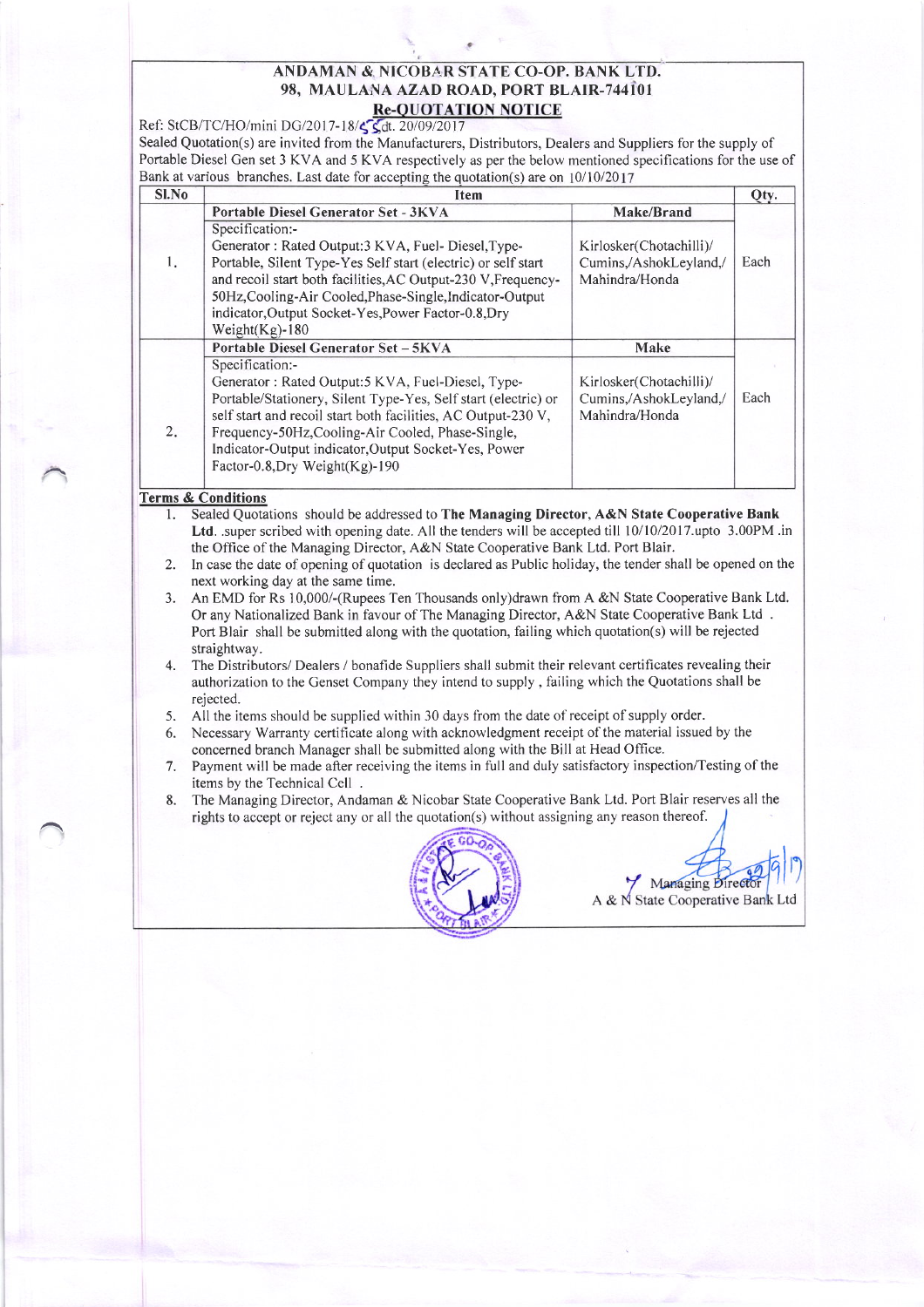# ANDAMAN & NICOBAR STATE CO-OP. BANK LTD.
## 98, MAULANA AZAD ROAD, PORT BLAIR-744101
## Re-QUOTATION NOTICE

Ref: StCB/TC/HO/mini DG/2017-18/55 dt. 20/09/2017

Sealed Quotation(s) are invited from the Manufacturers, Distributors, Dealers and Suppliers for the supply of Portable Diesel Gen set 3 KVA and 5 KVA respectively as per the below mentioned specifications for the use of Bank at various branches. Last date for accepting the quotation(s) are on 10/10/2017

| Sl.No | Item | | Qty. |
|---|---|---|---|
| | **Portable Diesel Generator Set - 3KVA** | **Make/Brand** | |
| 1. | Specification:- Generator : Rated Output:3 KVA, Fuel- Diesel,Type-Portable, Silent Type-Yes Self start (electric) or self start and recoil start both facilities,AC Output-230 V,Frequency-50Hz,Cooling-Air Cooled,Phase-Single,Indicator-Output indicator,Output Socket-Yes,Power Factor-0.8,Dry Weight(Kg)-180 | Kirlosker(Chotachilli)/ Cumins,/AshokLeyland,/ Mahindra/Honda | Each |
| | **Portable Diesel Generator Set – 5KVA** | **Make** | |
| 2. | Specification:- Generator : Rated Output:5 KVA, Fuel-Diesel, Type-Portable/Stationery, Silent Type-Yes, Self start (electric) or self start and recoil start both facilities, AC Output-230 V, Frequency-50Hz,Cooling-Air Cooled, Phase-Single, Indicator-Output indicator,Output Socket-Yes, Power Factor-0.8,Dry Weight(Kg)-190 | Kirlosker(Chotachilli)/ Cumins,/AshokLeyland,/ Mahindra/Honda | Each |

**Terms & Conditions**

1. Sealed Quotations should be addressed to **The Managing Director, A&N State Cooperative Bank Ltd**. .super scribed with opening date. All the tenders will be accepted till 10/10/2017.upto 3.00PM .in the Office of the Managing Director, A&N State Cooperative Bank Ltd. Port Blair.
2. In case the date of opening of quotation is declared as Public holiday, the tender shall be opened on the next working day at the same time.
3. An EMD for Rs 10,000/-(Rupees Ten Thousands only)drawn from A &N State Cooperative Bank Ltd. Or any Nationalized Bank in favour of The Managing Director, A&N State Cooperative Bank Ltd . Port Blair shall be submitted along with the quotation, failing which quotation(s) will be rejected straightway.
4. The Distributors/ Dealers / bonafide Suppliers shall submit their relevant certificates revealing their authorization to the Genset Company they intend to supply , failing which the Quotations shall be rejected.
5. All the items should be supplied within 30 days from the date of receipt of supply order.
6. Necessary Warranty certificate along with acknowledgment receipt of the material issued by the concerned branch Manager shall be submitted along with the Bill at Head Office.
7. Payment will be made after receiving the items in full and duly satisfactory inspection/Testing of the items by the Technical Cell .
8. The Managing Director, Andaman & Nicobar State Cooperative Bank Ltd. Port Blair reserves all the rights to accept or reject any or all the quotation(s) without assigning any reason thereof.

22/9/17

Managing Director
A & N State Cooperative Bank Ltd